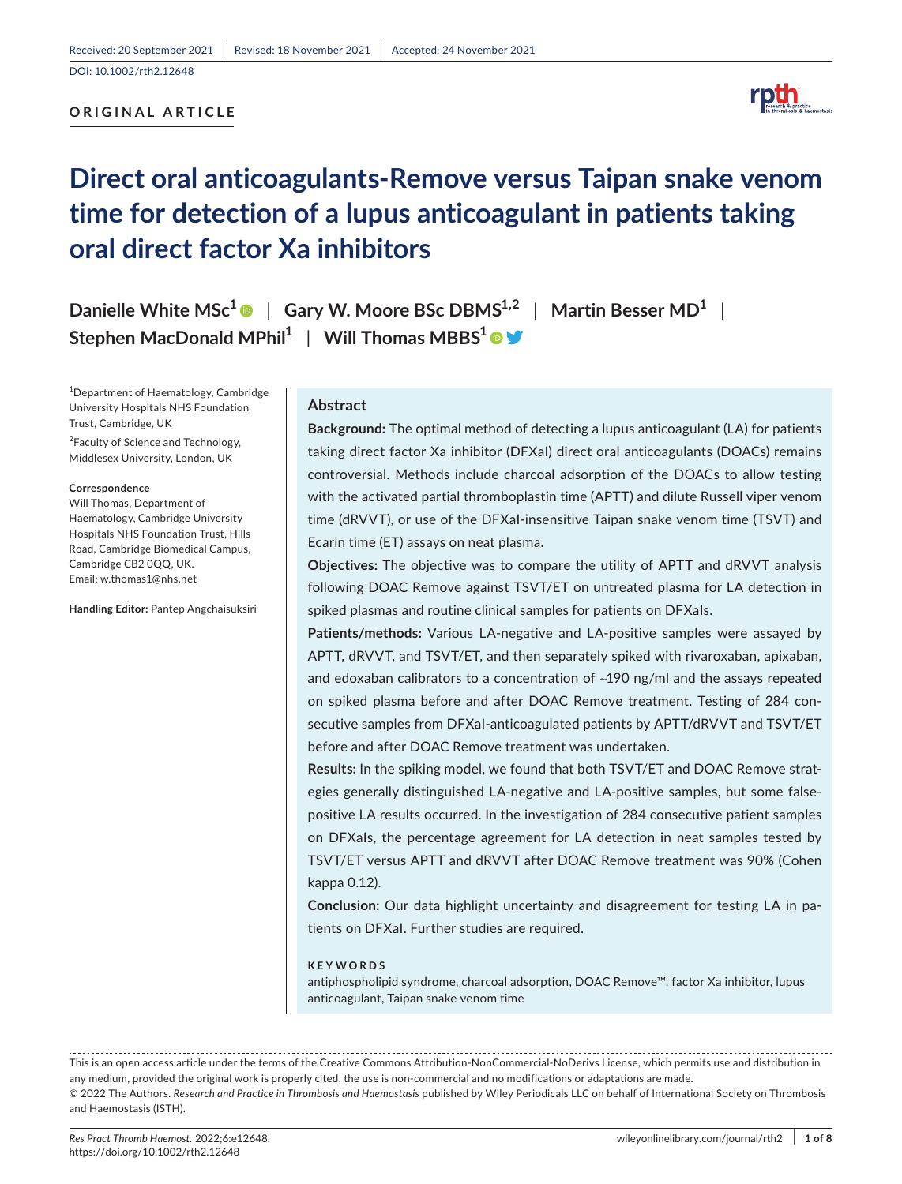Received: 20 September 2021 | Revised: 18 November 2021 | Accepted: 24 November 2021

DOI: 10.1002/rth2.12648

**ORIGINAL ARTICLE**

# Direct oral anticoagulants-Remove versus Taipan snake venom time for detection of a lupus anticoagulant in patients taking oral direct factor Xa inhibitors

**Danielle White MSc[1]** | **Gary W. Moore BSc DBMS[1,2]** | **Martin Besser MD[1]** | **Stephen MacDonald MPhil[1]** | **Will Thomas MBBS[1]**

[1]Department of Haematology, Cambridge University Hospitals NHS Foundation Trust, Cambridge, UK

[2]Faculty of Science and Technology, Middlesex University, London, UK

**Correspondence**
Will Thomas, Department of Haematology, Cambridge University Hospitals NHS Foundation Trust, Hills Road, Cambridge Biomedical Campus, Cambridge CB2 0QQ, UK.
Email: w.thomas1@nhs.net

**Handling Editor:** Pantep Angchaisuksiri

## Abstract

**Background:** The optimal method of detecting a lupus anticoagulant (LA) for patients taking direct factor Xa inhibitor (DFXaI) direct oral anticoagulants (DOACs) remains controversial. Methods include charcoal adsorption of the DOACs to allow testing with the activated partial thromboplastin time (APTT) and dilute Russell viper venom time (dRVVT), or use of the DFXaI-insensitive Taipan snake venom time (TSVT) and Ecarin time (ET) assays on neat plasma.

**Objectives:** The objective was to compare the utility of APTT and dRVVT analysis following DOAC Remove against TSVT/ET on untreated plasma for LA detection in spiked plasmas and routine clinical samples for patients on DFXaIs.

**Patients/methods:** Various LA-negative and LA-positive samples were assayed by APTT, dRVVT, and TSVT/ET, and then separately spiked with rivaroxaban, apixaban, and edoxaban calibrators to a concentration of ~190 ng/ml and the assays repeated on spiked plasma before and after DOAC Remove treatment. Testing of 284 consecutive samples from DFXaI-anticoagulated patients by APTT/dRVVT and TSVT/ET before and after DOAC Remove treatment was undertaken.

**Results:** In the spiking model, we found that both TSVT/ET and DOAC Remove strategies generally distinguished LA-negative and LA-positive samples, but some false-positive LA results occurred. In the investigation of 284 consecutive patient samples on DFXaIs, the percentage agreement for LA detection in neat samples tested by TSVT/ET versus APTT and dRVVT after DOAC Remove treatment was 90% (Cohen kappa 0.12).

**Conclusion:** Our data highlight uncertainty and disagreement for testing LA in patients on DFXaI. Further studies are required.

**KEYWORDS**

antiphospholipid syndrome, charcoal adsorption, DOAC Remove™, factor Xa inhibitor, lupus anticoagulant, Taipan snake venom time

This is an open access article under the terms of the Creative Commons Attribution-NonCommercial-NoDerivs License, which permits use and distribution in any medium, provided the original work is properly cited, the use is non-commercial and no modifications or adaptations are made.
© 2022 The Authors. *Research and Practice in Thrombosis and Haemostasis* published by Wiley Periodicals LLC on behalf of International Society on Thrombosis and Haemostasis (ISTH).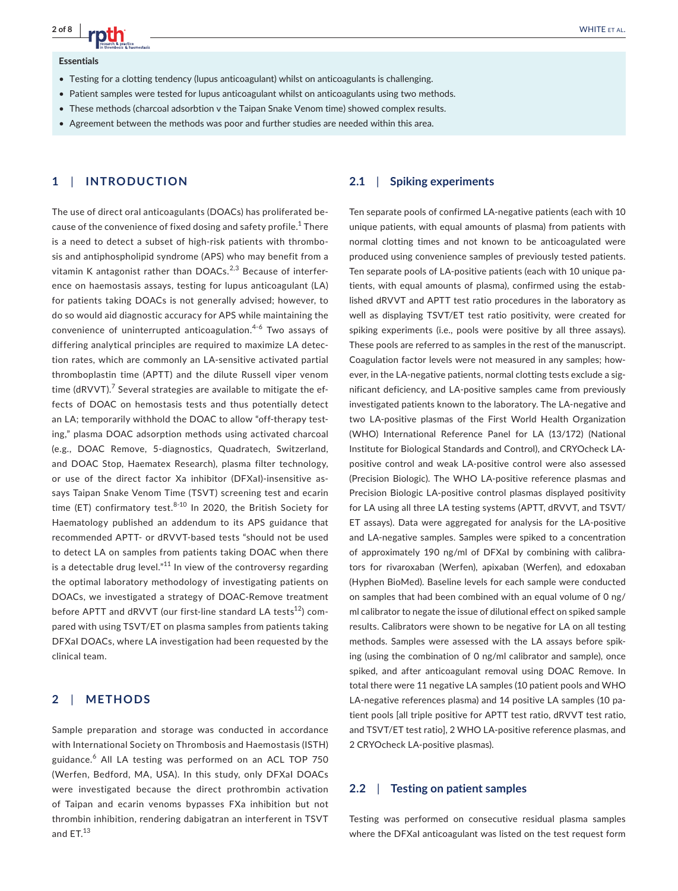**Essentials**

- Testing for a clotting tendency (lupus anticoagulant) whilst on anticoagulants is challenging.
- Patient samples were tested for lupus anticoagulant whilst on anticoagulants using two methods.
- These methods (charcoal adsorbtion v the Taipan Snake Venom time) showed complex results.
- Agreement between the methods was poor and further studies are needed within this area.

## 1 | INTRODUCTION

The use of direct oral anticoagulants (DOACs) has proliferated because of the convenience of fixed dosing and safety profile.[1] There is a need to detect a subset of high-risk patients with thrombosis and antiphospholipid syndrome (APS) who may benefit from a vitamin K antagonist rather than DOACs.[2,3] Because of interference on haemostasis assays, testing for lupus anticoagulant (LA) for patients taking DOACs is not generally advised; however, to do so would aid diagnostic accuracy for APS while maintaining the convenience of uninterrupted anticoagulation.[4-6] Two assays of differing analytical principles are required to maximize LA detection rates, which are commonly an LA-sensitive activated partial thromboplastin time (APTT) and the dilute Russell viper venom time (dRVVT).[7] Several strategies are available to mitigate the effects of DOAC on hemostasis tests and thus potentially detect an LA; temporarily withhold the DOAC to allow "off-therapy testing," plasma DOAC adsorption methods using activated charcoal (e.g., DOAC Remove, 5-diagnostics, Quadratech, Switzerland, and DOAC Stop, Haematex Research), plasma filter technology, or use of the direct factor Xa inhibitor (DFXaI)-insensitive assays Taipan Snake Venom Time (TSVT) screening test and ecarin time (ET) confirmatory test.[8-10] In 2020, the British Society for Haematology published an addendum to its APS guidance that recommended APTT- or dRVVT-based tests "should not be used to detect LA on samples from patients taking DOAC when there is a detectable drug level."[11] In view of the controversy regarding the optimal laboratory methodology of investigating patients on DOACs, we investigated a strategy of DOAC-Remove treatment before APTT and dRVVT (our first-line standard LA tests[12]) compared with using TSVT/ET on plasma samples from patients taking DFXaI DOACs, where LA investigation had been requested by the clinical team.

## 2 | METHODS

Sample preparation and storage was conducted in accordance with International Society on Thrombosis and Haemostasis (ISTH) guidance.[6] All LA testing was performed on an ACL TOP 750 (Werfen, Bedford, MA, USA). In this study, only DFXaI DOACs were investigated because the direct prothrombin activation of Taipan and ecarin venoms bypasses FXa inhibition but not thrombin inhibition, rendering dabigatran an interferent in TSVT and ET.[13]

### 2.1 | Spiking experiments

Ten separate pools of confirmed LA-negative patients (each with 10 unique patients, with equal amounts of plasma) from patients with normal clotting times and not known to be anticoagulated were produced using convenience samples of previously tested patients. Ten separate pools of LA-positive patients (each with 10 unique patients, with equal amounts of plasma), confirmed using the established dRVVT and APTT test ratio procedures in the laboratory as well as displaying TSVT/ET test ratio positivity, were created for spiking experiments (i.e., pools were positive by all three assays). These pools are referred to as samples in the rest of the manuscript. Coagulation factor levels were not measured in any samples; however, in the LA-negative patients, normal clotting tests exclude a significant deficiency, and LA-positive samples came from previously investigated patients known to the laboratory. The LA-negative and two LA-positive plasmas of the First World Health Organization (WHO) International Reference Panel for LA (13/172) (National Institute for Biological Standards and Control), and CRYOcheck LA-positive control and weak LA-positive control were also assessed (Precision Biologic). The WHO LA-positive reference plasmas and Precision Biologic LA-positive control plasmas displayed positivity for LA using all three LA testing systems (APTT, dRVVT, and TSVT/ET assays). Data were aggregated for analysis for the LA-positive and LA-negative samples. Samples were spiked to a concentration of approximately 190 ng/ml of DFXaI by combining with calibrators for rivaroxaban (Werfen), apixaban (Werfen), and edoxaban (Hyphen BioMed). Baseline levels for each sample were conducted on samples that had been combined with an equal volume of 0 ng/ml calibrator to negate the issue of dilutional effect on spiked sample results. Calibrators were shown to be negative for LA on all testing methods. Samples were assessed with the LA assays before spiking (using the combination of 0 ng/ml calibrator and sample), once spiked, and after anticoagulant removal using DOAC Remove. In total there were 11 negative LA samples (10 patient pools and WHO LA-negative references plasma) and 14 positive LA samples (10 patient pools [all triple positive for APTT test ratio, dRVVT test ratio, and TSVT/ET test ratio], 2 WHO LA-positive reference plasmas, and 2 CRYOcheck LA-positive plasmas).

### 2.2 | Testing on patient samples

Testing was performed on consecutive residual plasma samples where the DFXaI anticoagulant was listed on the test request form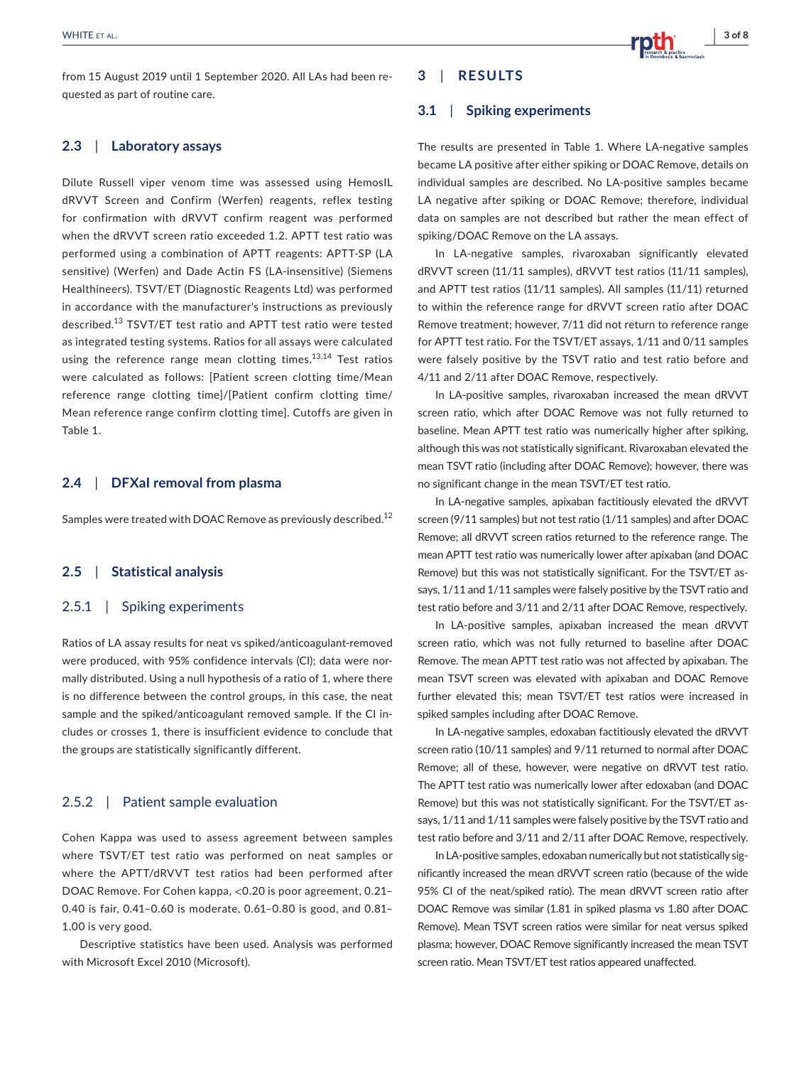from 15 August 2019 until 1 September 2020. All LAs had been requested as part of routine care.

### 2.3 | Laboratory assays

Dilute Russell viper venom time was assessed using HemosIL dRVVT Screen and Confirm (Werfen) reagents, reflex testing for confirmation with dRVVT confirm reagent was performed when the dRVVT screen ratio exceeded 1.2. APTT test ratio was performed using a combination of APTT reagents: APTT-SP (LA sensitive) (Werfen) and Dade Actin FS (LA-insensitive) (Siemens Healthineers). TSVT/ET (Diagnostic Reagents Ltd) was performed in accordance with the manufacturer's instructions as previously described.[13] TSVT/ET test ratio and APTT test ratio were tested as integrated testing systems. Ratios for all assays were calculated using the reference range mean clotting times.[13,14] Test ratios were calculated as follows: [Patient screen clotting time/Mean reference range clotting time]/[Patient confirm clotting time/Mean reference range confirm clotting time]. Cutoffs are given in Table 1.

### 2.4 | DFXaI removal from plasma

Samples were treated with DOAC Remove as previously described.[12]

### 2.5 | Statistical analysis

#### 2.5.1 | Spiking experiments

Ratios of LA assay results for neat vs spiked/anticoagulant-removed were produced, with 95% confidence intervals (CI); data were normally distributed. Using a null hypothesis of a ratio of 1, where there is no difference between the control groups, in this case, the neat sample and the spiked/anticoagulant removed sample. If the CI includes or crosses 1, there is insufficient evidence to conclude that the groups are statistically significantly different.

#### 2.5.2 | Patient sample evaluation

Cohen Kappa was used to assess agreement between samples where TSVT/ET test ratio was performed on neat samples or where the APTT/dRVVT test ratios had been performed after DOAC Remove. For Cohen kappa, <0.20 is poor agreement, 0.21–0.40 is fair, 0.41–0.60 is moderate, 0.61–0.80 is good, and 0.81–1.00 is very good.

Descriptive statistics have been used. Analysis was performed with Microsoft Excel 2010 (Microsoft).

## 3 | RESULTS

### 3.1 | Spiking experiments

The results are presented in Table 1. Where LA-negative samples became LA positive after either spiking or DOAC Remove, details on individual samples are described. No LA-positive samples became LA negative after spiking or DOAC Remove; therefore, individual data on samples are not described but rather the mean effect of spiking/DOAC Remove on the LA assays.

In LA-negative samples, rivaroxaban significantly elevated dRVVT screen (11/11 samples), dRVVT test ratios (11/11 samples), and APTT test ratios (11/11 samples). All samples (11/11) returned to within the reference range for dRVVT screen ratio after DOAC Remove treatment; however, 7/11 did not return to reference range for APTT test ratio. For the TSVT/ET assays, 1/11 and 0/11 samples were falsely positive by the TSVT ratio and test ratio before and 4/11 and 2/11 after DOAC Remove, respectively.

In LA-positive samples, rivaroxaban increased the mean dRVVT screen ratio, which after DOAC Remove was not fully returned to baseline. Mean APTT test ratio was numerically higher after spiking, although this was not statistically significant. Rivaroxaban elevated the mean TSVT ratio (including after DOAC Remove); however, there was no significant change in the mean TSVT/ET test ratio.

In LA-negative samples, apixaban factitiously elevated the dRVVT screen (9/11 samples) but not test ratio (1/11 samples) and after DOAC Remove; all dRVVT screen ratios returned to the reference range. The mean APTT test ratio was numerically lower after apixaban (and DOAC Remove) but this was not statistically significant. For the TSVT/ET assays, 1/11 and 1/11 samples were falsely positive by the TSVT ratio and test ratio before and 3/11 and 2/11 after DOAC Remove, respectively.

In LA-positive samples, apixaban increased the mean dRVVT screen ratio, which was not fully returned to baseline after DOAC Remove. The mean APTT test ratio was not affected by apixaban. The mean TSVT screen was elevated with apixaban and DOAC Remove further elevated this; mean TSVT/ET test ratios were increased in spiked samples including after DOAC Remove.

In LA-negative samples, edoxaban factitiously elevated the dRVVT screen ratio (10/11 samples) and 9/11 returned to normal after DOAC Remove; all of these, however, were negative on dRVVT test ratio. The APTT test ratio was numerically lower after edoxaban (and DOAC Remove) but this was not statistically significant. For the TSVT/ET assays, 1/11 and 1/11 samples were falsely positive by the TSVT ratio and test ratio before and 3/11 and 2/11 after DOAC Remove, respectively.

In LA-positive samples, edoxaban numerically but not statistically significantly increased the mean dRVVT screen ratio (because of the wide 95% CI of the neat/spiked ratio). The mean dRVVT screen ratio after DOAC Remove was similar (1.81 in spiked plasma vs 1.80 after DOAC Remove). Mean TSVT screen ratios were similar for neat versus spiked plasma; however, DOAC Remove significantly increased the mean TSVT screen ratio. Mean TSVT/ET test ratios appeared unaffected.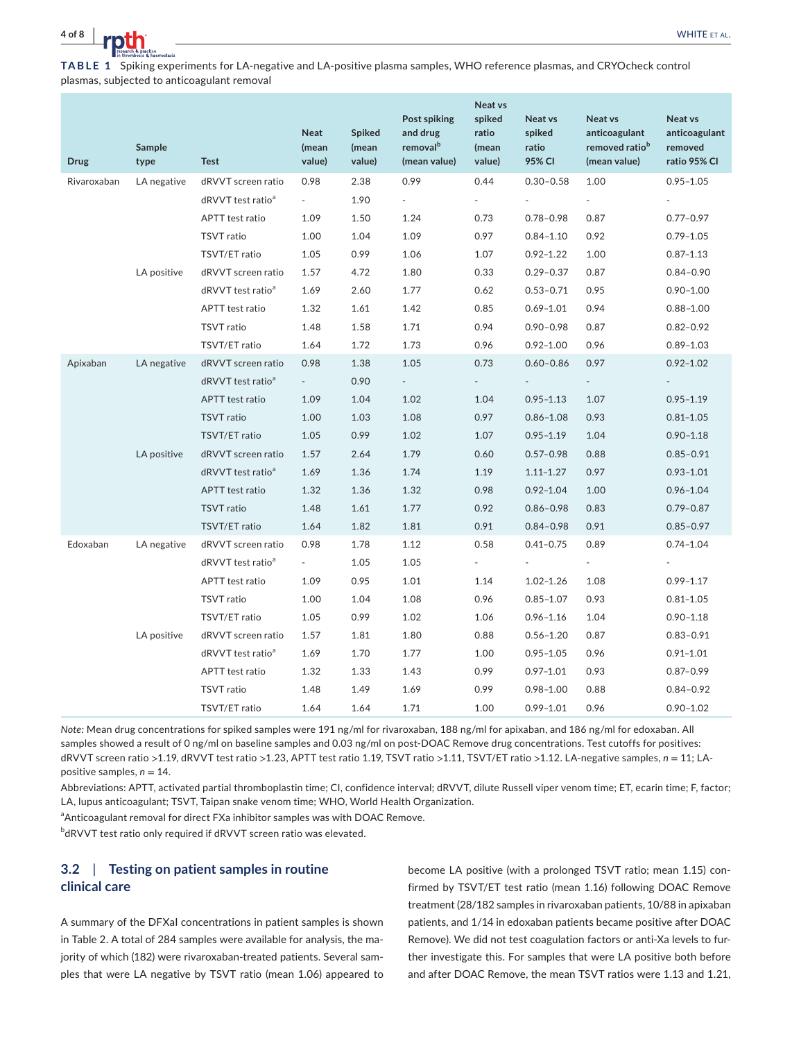**TABLE 1** Spiking experiments for LA-negative and LA-positive plasma samples, WHO reference plasmas, and CRYOcheck control plasmas, subjected to anticoagulant removal

| Drug | Sample type | Test | Neat (mean value) | Spiked (mean value) | Post spiking and drug removal[b] (mean value) | Neat vs spiked ratio (mean value) | Neat vs spiked ratio 95% CI | Neat vs anticoagulant removed ratio[b] (mean value) | Neat vs anticoagulant removed ratio 95% CI |
|---|---|---|---|---|---|---|---|---|---|
| Rivaroxaban | LA negative | dRVVT screen ratio | 0.98 | 2.38 | 0.99 | 0.44 | 0.30–0.58 | 1.00 | 0.95–1.05 |
| | | dRVVT test ratio[a] | - | 1.90 | - | - | - | - | - |
| | | APTT test ratio | 1.09 | 1.50 | 1.24 | 0.73 | 0.78–0.98 | 0.87 | 0.77–0.97 |
| | | TSVT ratio | 1.00 | 1.04 | 1.09 | 0.97 | 0.84–1.10 | 0.92 | 0.79–1.05 |
| | | TSVT/ET ratio | 1.05 | 0.99 | 1.06 | 1.07 | 0.92–1.22 | 1.00 | 0.87–1.13 |
| | LA positive | dRVVT screen ratio | 1.57 | 4.72 | 1.80 | 0.33 | 0.29–0.37 | 0.87 | 0.84–0.90 |
| | | dRVVT test ratio[a] | 1.69 | 2.60 | 1.77 | 0.62 | 0.53–0.71 | 0.95 | 0.90–1.00 |
| | | APTT test ratio | 1.32 | 1.61 | 1.42 | 0.85 | 0.69–1.01 | 0.94 | 0.88–1.00 |
| | | TSVT ratio | 1.48 | 1.58 | 1.71 | 0.94 | 0.90–0.98 | 0.87 | 0.82–0.92 |
| | | TSVT/ET ratio | 1.64 | 1.72 | 1.73 | 0.96 | 0.92–1.00 | 0.96 | 0.89–1.03 |
| Apixaban | LA negative | dRVVT screen ratio | 0.98 | 1.38 | 1.05 | 0.73 | 0.60–0.86 | 0.97 | 0.92–1.02 |
| | | dRVVT test ratio[a] | - | 0.90 | - | - | - | - | - |
| | | APTT test ratio | 1.09 | 1.04 | 1.02 | 1.04 | 0.95–1.13 | 1.07 | 0.95–1.19 |
| | | TSVT ratio | 1.00 | 1.03 | 1.08 | 0.97 | 0.86–1.08 | 0.93 | 0.81–1.05 |
| | | TSVT/ET ratio | 1.05 | 0.99 | 1.02 | 1.07 | 0.95–1.19 | 1.04 | 0.90–1.18 |
| | LA positive | dRVVT screen ratio | 1.57 | 2.64 | 1.79 | 0.60 | 0.57–0.98 | 0.88 | 0.85–0.91 |
| | | dRVVT test ratio[a] | 1.69 | 1.36 | 1.74 | 1.19 | 1.11–1.27 | 0.97 | 0.93–1.01 |
| | | APTT test ratio | 1.32 | 1.36 | 1.32 | 0.98 | 0.92–1.04 | 1.00 | 0.96–1.04 |
| | | TSVT ratio | 1.48 | 1.61 | 1.77 | 0.92 | 0.86–0.98 | 0.83 | 0.79–0.87 |
| | | TSVT/ET ratio | 1.64 | 1.82 | 1.81 | 0.91 | 0.84–0.98 | 0.91 | 0.85–0.97 |
| Edoxaban | LA negative | dRVVT screen ratio | 0.98 | 1.78 | 1.12 | 0.58 | 0.41–0.75 | 0.89 | 0.74–1.04 |
| | | dRVVT test ratio[a] | - | 1.05 | 1.05 | - | - | - | - |
| | | APTT test ratio | 1.09 | 0.95 | 1.01 | 1.14 | 1.02–1.26 | 1.08 | 0.99–1.17 |
| | | TSVT ratio | 1.00 | 1.04 | 1.08 | 0.96 | 0.85–1.07 | 0.93 | 0.81–1.05 |
| | | TSVT/ET ratio | 1.05 | 0.99 | 1.02 | 1.06 | 0.96–1.16 | 1.04 | 0.90–1.18 |
| | LA positive | dRVVT screen ratio | 1.57 | 1.81 | 1.80 | 0.88 | 0.56–1.20 | 0.87 | 0.83–0.91 |
| | | dRVVT test ratio[a] | 1.69 | 1.70 | 1.77 | 1.00 | 0.95–1.05 | 0.96 | 0.91–1.01 |
| | | APTT test ratio | 1.32 | 1.33 | 1.43 | 0.99 | 0.97–1.01 | 0.93 | 0.87–0.99 |
| | | TSVT ratio | 1.48 | 1.49 | 1.69 | 0.99 | 0.98–1.00 | 0.88 | 0.84–0.92 |
| | | TSVT/ET ratio | 1.64 | 1.64 | 1.71 | 1.00 | 0.99–1.01 | 0.96 | 0.90–1.02 |

*Note:* Mean drug concentrations for spiked samples were 191 ng/ml for rivaroxaban, 188 ng/ml for apixaban, and 186 ng/ml for edoxaban. All samples showed a result of 0 ng/ml on baseline samples and 0.03 ng/ml on post-DOAC Remove drug concentrations. Test cutoffs for positives: dRVVT screen ratio >1.19, dRVVT test ratio >1.23, APTT test ratio 1.19, TSVT ratio >1.11, TSVT/ET ratio >1.12. LA-negative samples, $n = 11$; LA-positive samples, $n = 14$.

Abbreviations: APTT, activated partial thromboplastin time; CI, confidence interval; dRVVT, dilute Russell viper venom time; ET, ecarin time; F, factor; LA, lupus anticoagulant; TSVT, Taipan snake venom time; WHO, World Health Organization.

[a]Anticoagulant removal for direct FXa inhibitor samples was with DOAC Remove.

[b]dRVVT test ratio only required if dRVVT screen ratio was elevated.

### 3.2 | Testing on patient samples in routine clinical care

A summary of the DFXaI concentrations in patient samples is shown in Table 2. A total of 284 samples were available for analysis, the majority of which (182) were rivaroxaban-treated patients. Several samples that were LA negative by TSVT ratio (mean 1.06) appeared to become LA positive (with a prolonged TSVT ratio; mean 1.15) confirmed by TSVT/ET test ratio (mean 1.16) following DOAC Remove treatment (28/182 samples in rivaroxaban patients, 10/88 in apixaban patients, and 1/14 in edoxaban patients became positive after DOAC Remove). We did not test coagulation factors or anti-Xa levels to further investigate this. For samples that were LA positive both before and after DOAC Remove, the mean TSVT ratios were 1.13 and 1.21,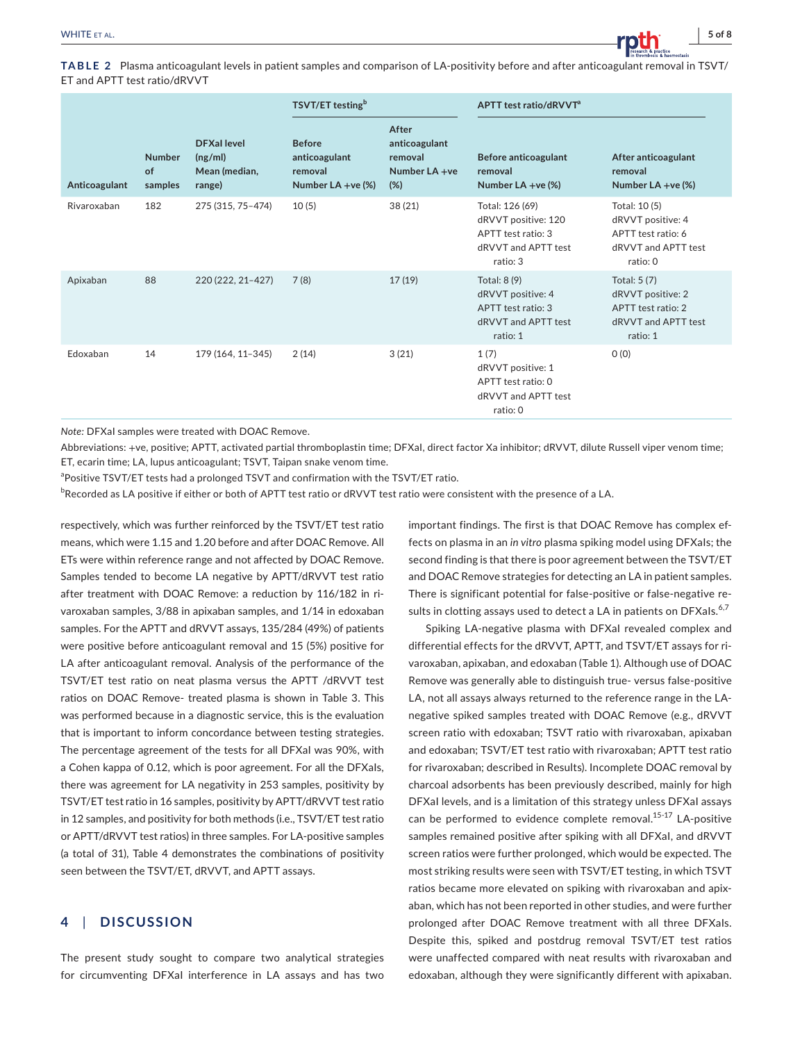**TABLE 2** Plasma anticoagulant levels in patient samples and comparison of LA-positivity before and after anticoagulant removal in TSVT/ET and APTT test ratio/dRVVT

| Anticoagulant | Number of samples | DFXaI level (ng/ml) Mean (median, range) | TSVT/ET testing[b] Before anticoagulant removal Number LA +ve (%) | After anticoagulant removal Number LA +ve (%) | APTT test ratio/dRVVT[a] Before anticoagulant removal Number LA +ve (%) | After anticoagulant removal Number LA +ve (%) |
|---|---|---|---|---|---|---|
| Rivaroxaban | 182 | 275 (315, 75–474) | 10 (5) | 38 (21) | Total: 126 (69) dRVVT positive: 120 APTT test ratio: 3 dRVVT and APTT test ratio: 3 | Total: 10 (5) dRVVT positive: 4 APTT test ratio: 6 dRVVT and APTT test ratio: 0 |
| Apixaban | 88 | 220 (222, 21–427) | 7 (8) | 17 (19) | Total: 8 (9) dRVVT positive: 4 APTT test ratio: 3 dRVVT and APTT test ratio: 1 | Total: 5 (7) dRVVT positive: 2 APTT test ratio: 2 dRVVT and APTT test ratio: 1 |
| Edoxaban | 14 | 179 (164, 11–345) | 2 (14) | 3 (21) | 1 (7) dRVVT positive: 1 APTT test ratio: 0 dRVVT and APTT test ratio: 0 | 0 (0) |

*Note:* DFXaI samples were treated with DOAC Remove.

Abbreviations: +ve, positive; APTT, activated partial thromboplastin time; DFXaI, direct factor Xa inhibitor; dRVVT, dilute Russell viper venom time; ET, ecarin time; LA, lupus anticoagulant; TSVT, Taipan snake venom time.

[a]Positive TSVT/ET tests had a prolonged TSVT and confirmation with the TSVT/ET ratio.

[b]Recorded as LA positive if either or both of APTT test ratio or dRVVT test ratio were consistent with the presence of a LA.

respectively, which was further reinforced by the TSVT/ET test ratio means, which were 1.15 and 1.20 before and after DOAC Remove. All ETs were within reference range and not affected by DOAC Remove. Samples tended to become LA negative by APTT/dRVVT test ratio after treatment with DOAC Remove: a reduction by 116/182 in rivaroxaban samples, 3/88 in apixaban samples, and 1/14 in edoxaban samples. For the APTT and dRVVT assays, 135/284 (49%) of patients were positive before anticoagulant removal and 15 (5%) positive for LA after anticoagulant removal. Analysis of the performance of the TSVT/ET test ratio on neat plasma versus the APTT /dRVVT test ratios on DOAC Remove- treated plasma is shown in Table 3. This was performed because in a diagnostic service, this is the evaluation that is important to inform concordance between testing strategies. The percentage agreement of the tests for all DFXaI was 90%, with a Cohen kappa of 0.12, which is poor agreement. For all the DFXaIs, there was agreement for LA negativity in 253 samples, positivity by TSVT/ET test ratio in 16 samples, positivity by APTT/dRVVT test ratio in 12 samples, and positivity for both methods (i.e., TSVT/ET test ratio or APTT/dRVVT test ratios) in three samples. For LA-positive samples (a total of 31), Table 4 demonstrates the combinations of positivity seen between the TSVT/ET, dRVVT, and APTT assays.

## 4 | DISCUSSION

The present study sought to compare two analytical strategies for circumventing DFXaI interference in LA assays and has two important findings. The first is that DOAC Remove has complex effects on plasma in an *in vitro* plasma spiking model using DFXaIs; the second finding is that there is poor agreement between the TSVT/ET and DOAC Remove strategies for detecting an LA in patient samples. There is significant potential for false-positive or false-negative results in clotting assays used to detect a LA in patients on DFXaIs.[6,7]

Spiking LA-negative plasma with DFXaI revealed complex and differential effects for the dRVVT, APTT, and TSVT/ET assays for rivaroxaban, apixaban, and edoxaban (Table 1). Although use of DOAC Remove was generally able to distinguish true- versus false-positive LA, not all assays always returned to the reference range in the LA-negative spiked samples treated with DOAC Remove (e.g., dRVVT screen ratio with edoxaban; TSVT ratio with rivaroxaban, apixaban and edoxaban; TSVT/ET test ratio with rivaroxaban; APTT test ratio for rivaroxaban; described in Results). Incomplete DOAC removal by charcoal adsorbents has been previously described, mainly for high DFXaI levels, and is a limitation of this strategy unless DFXaI assays can be performed to evidence complete removal.[15-17] LA-positive samples remained positive after spiking with all DFXaI, and dRVVT screen ratios were further prolonged, which would be expected. The most striking results were seen with TSVT/ET testing, in which TSVT ratios became more elevated on spiking with rivaroxaban and apixaban, which has not been reported in other studies, and were further prolonged after DOAC Remove treatment with all three DFXaIs. Despite this, spiked and postdrug removal TSVT/ET test ratios were unaffected compared with neat results with rivaroxaban and edoxaban, although they were significantly different with apixaban.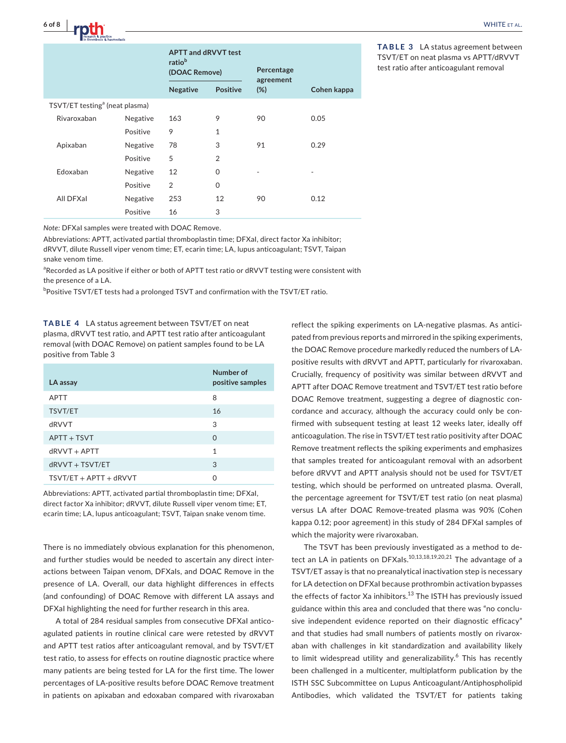**TABLE 3** LA status agreement between TSVT/ET on neat plasma vs APTT/dRVVT test ratio after anticoagulant removal

| | | APTT and dRVVT test ratio[b] (DOAC Remove) | | Percentage agreement (%) | Cohen kappa |
|---|---|---|---|---|---|
| | | Negative | Positive | | |
| TSVT/ET testing[a] (neat plasma) | | | | | |
| Rivaroxaban | Negative | 163 | 9 | 90 | 0.05 |
| | Positive | 9 | 1 | | |
| Apixaban | Negative | 78 | 3 | 91 | 0.29 |
| | Positive | 5 | 2 | | |
| Edoxaban | Negative | 12 | 0 | - | - |
| | Positive | 2 | 0 | | |
| All DFXaI | Negative | 253 | 12 | 90 | 0.12 |
| | Positive | 16 | 3 | | |

*Note:* DFXaI samples were treated with DOAC Remove.

Abbreviations: APTT, activated partial thromboplastin time; DFXaI, direct factor Xa inhibitor; dRVVT, dilute Russell viper venom time; ET, ecarin time; LA, lupus anticoagulant; TSVT, Taipan snake venom time.

[a]Recorded as LA positive if either or both of APTT test ratio or dRVVT testing were consistent with the presence of a LA.

[b]Positive TSVT/ET tests had a prolonged TSVT and confirmation with the TSVT/ET ratio.

**TABLE 4** LA status agreement between TSVT/ET on neat plasma, dRVVT test ratio, and APTT test ratio after anticoagulant removal (with DOAC Remove) on patient samples found to be LA positive from Table 3

| LA assay | Number of positive samples |
|---|---|
| APTT | 8 |
| TSVT/ET | 16 |
| dRVVT | 3 |
| APTT + TSVT | 0 |
| dRVVT + APTT | 1 |
| dRVVT + TSVT/ET | 3 |
| TSVT/ET + APTT + dRVVT | 0 |

Abbreviations: APTT, activated partial thromboplastin time; DFXaI, direct factor Xa inhibitor; dRVVT, dilute Russell viper venom time; ET, ecarin time; LA, lupus anticoagulant; TSVT, Taipan snake venom time.

There is no immediately obvious explanation for this phenomenon, and further studies would be needed to ascertain any direct interactions between Taipan venom, DFXaIs, and DOAC Remove in the presence of LA. Overall, our data highlight differences in effects (and confounding) of DOAC Remove with different LA assays and DFXaI highlighting the need for further research in this area.

A total of 284 residual samples from consecutive DFXaI anticoagulated patients in routine clinical care were retested by dRVVT and APTT test ratios after anticoagulant removal, and by TSVT/ET test ratio, to assess for effects on routine diagnostic practice where many patients are being tested for LA for the first time. The lower percentages of LA-positive results before DOAC Remove treatment in patients on apixaban and edoxaban compared with rivaroxaban reflect the spiking experiments on LA-negative plasmas. As anticipated from previous reports and mirrored in the spiking experiments, the DOAC Remove procedure markedly reduced the numbers of LA-positive results with dRVVT and APTT, particularly for rivaroxaban. Crucially, frequency of positivity was similar between dRVVT and APTT after DOAC Remove treatment and TSVT/ET test ratio before DOAC Remove treatment, suggesting a degree of diagnostic concordance and accuracy, although the accuracy could only be confirmed with subsequent testing at least 12 weeks later, ideally off anticoagulation. The rise in TSVT/ET test ratio positivity after DOAC Remove treatment reflects the spiking experiments and emphasizes that samples treated for anticoagulant removal with an adsorbent before dRVVT and APTT analysis should not be used for TSVT/ET testing, which should be performed on untreated plasma. Overall, the percentage agreement for TSVT/ET test ratio (on neat plasma) versus LA after DOAC Remove-treated plasma was 90% (Cohen kappa 0.12; poor agreement) in this study of 284 DFXaI samples of which the majority were rivaroxaban.

The TSVT has been previously investigated as a method to detect an LA in patients on DFXaIs.[10,13,18,19,20,21] The advantage of a TSVT/ET assay is that no preanalytical inactivation step is necessary for LA detection on DFXaI because prothrombin activation bypasses the effects of factor Xa inhibitors.[13] The ISTH has previously issued guidance within this area and concluded that there was "no conclusive independent evidence reported on their diagnostic efficacy" and that studies had small numbers of patients mostly on rivaroxaban with challenges in kit standardization and availability likely to limit widespread utility and generalizability.[6] This has recently been challenged in a multicenter, multiplatform publication by the ISTH SSC Subcommittee on Lupus Anticoagulant/Antiphospholipid Antibodies, which validated the TSVT/ET for patients taking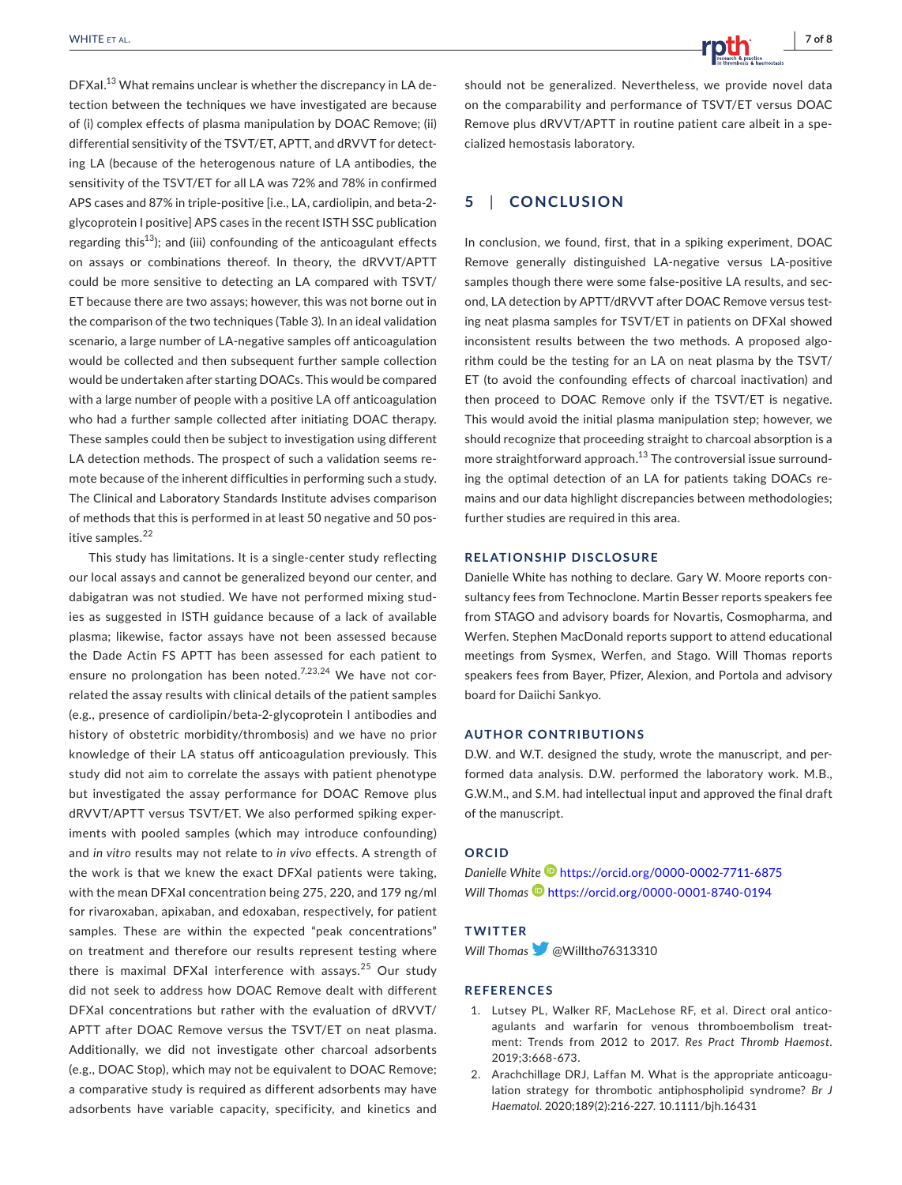DFXaI.[13] What remains unclear is whether the discrepancy in LA detection between the techniques we have investigated are because of (i) complex effects of plasma manipulation by DOAC Remove; (ii) differential sensitivity of the TSVT/ET, APTT, and dRVVT for detecting LA (because of the heterogenous nature of LA antibodies, the sensitivity of the TSVT/ET for all LA was 72% and 78% in confirmed APS cases and 87% in triple-positive [i.e., LA, cardiolipin, and beta-2-glycoprotein I positive] APS cases in the recent ISTH SSC publication regarding this[13]); and (iii) confounding of the anticoagulant effects on assays or combinations thereof. In theory, the dRVVT/APTT could be more sensitive to detecting an LA compared with TSVT/ET because there are two assays; however, this was not borne out in the comparison of the two techniques (Table 3). In an ideal validation scenario, a large number of LA-negative samples off anticoagulation would be collected and then subsequent further sample collection would be undertaken after starting DOACs. This would be compared with a large number of people with a positive LA off anticoagulation who had a further sample collected after initiating DOAC therapy. These samples could then be subject to investigation using different LA detection methods. The prospect of such a validation seems remote because of the inherent difficulties in performing such a study. The Clinical and Laboratory Standards Institute advises comparison of methods that this is performed in at least 50 negative and 50 positive samples.[22]

This study has limitations. It is a single-center study reflecting our local assays and cannot be generalized beyond our center, and dabigatran was not studied. We have not performed mixing studies as suggested in ISTH guidance because of a lack of available plasma; likewise, factor assays have not been assessed because the Dade Actin FS APTT has been assessed for each patient to ensure no prolongation has been noted.[7,23,24] We have not correlated the assay results with clinical details of the patient samples (e.g., presence of cardiolipin/beta-2-glycoprotein I antibodies and history of obstetric morbidity/thrombosis) and we have no prior knowledge of their LA status off anticoagulation previously. This study did not aim to correlate the assays with patient phenotype but investigated the assay performance for DOAC Remove plus dRVVT/APTT versus TSVT/ET. We also performed spiking experiments with pooled samples (which may introduce confounding) and *in vitro* results may not relate to *in vivo* effects. A strength of the work is that we knew the exact DFXaI patients were taking, with the mean DFXaI concentration being 275, 220, and 179 ng/ml for rivaroxaban, apixaban, and edoxaban, respectively, for patient samples. These are within the expected "peak concentrations" on treatment and therefore our results represent testing where there is maximal DFXaI interference with assays.[25] Our study did not seek to address how DOAC Remove dealt with different DFXaI concentrations but rather with the evaluation of dRVVT/APTT after DOAC Remove versus the TSVT/ET on neat plasma. Additionally, we did not investigate other charcoal adsorbents (e.g., DOAC Stop), which may not be equivalent to DOAC Remove; a comparative study is required as different adsorbents may have adsorbents have variable capacity, specificity, and kinetics and should not be generalized. Nevertheless, we provide novel data on the comparability and performance of TSVT/ET versus DOAC Remove plus dRVVT/APTT in routine patient care albeit in a specialized hemostasis laboratory.

## 5 | CONCLUSION

In conclusion, we found, first, that in a spiking experiment, DOAC Remove generally distinguished LA-negative versus LA-positive samples though there were some false-positive LA results, and second, LA detection by APTT/dRVVT after DOAC Remove versus testing neat plasma samples for TSVT/ET in patients on DFXaI showed inconsistent results between the two methods. A proposed algorithm could be the testing for an LA on neat plasma by the TSVT/ET (to avoid the confounding effects of charcoal inactivation) and then proceed to DOAC Remove only if the TSVT/ET is negative. This would avoid the initial plasma manipulation step; however, we should recognize that proceeding straight to charcoal absorption is a more straightforward approach.[13] The controversial issue surrounding the optimal detection of an LA for patients taking DOACs remains and our data highlight discrepancies between methodologies; further studies are required in this area.

### RELATIONSHIP DISCLOSURE

Danielle White has nothing to declare. Gary W. Moore reports consultancy fees from Technoclone. Martin Besser reports speakers fee from STAGO and advisory boards for Novartis, Cosmopharma, and Werfen. Stephen MacDonald reports support to attend educational meetings from Sysmex, Werfen, and Stago. Will Thomas reports speakers fees from Bayer, Pfizer, Alexion, and Portola and advisory board for Daiichi Sankyo.

### AUTHOR CONTRIBUTIONS

D.W. and W.T. designed the study, wrote the manuscript, and performed data analysis. D.W. performed the laboratory work. M.B., G.W.M., and S.M. had intellectual input and approved the final draft of the manuscript.

### ORCID

*Danielle White* https://orcid.org/0000-0002-7711-6875
*Will Thomas* https://orcid.org/0000-0001-8740-0194

### TWITTER

*Will Thomas* @Willtho76313310

### REFERENCES

1. Lutsey PL, Walker RF, MacLehose RF, et al. Direct oral anticoagulants and warfarin for venous thromboembolism treatment: Trends from 2012 to 2017. *Res Pract Thromb Haemost*. 2019;3:668-673.
2. Arachchillage DRJ, Laffan M. What is the appropriate anticoagulation strategy for thrombotic antiphospholipid syndrome? *Br J Haematol*. 2020;189(2):216-227. 10.1111/bjh.16431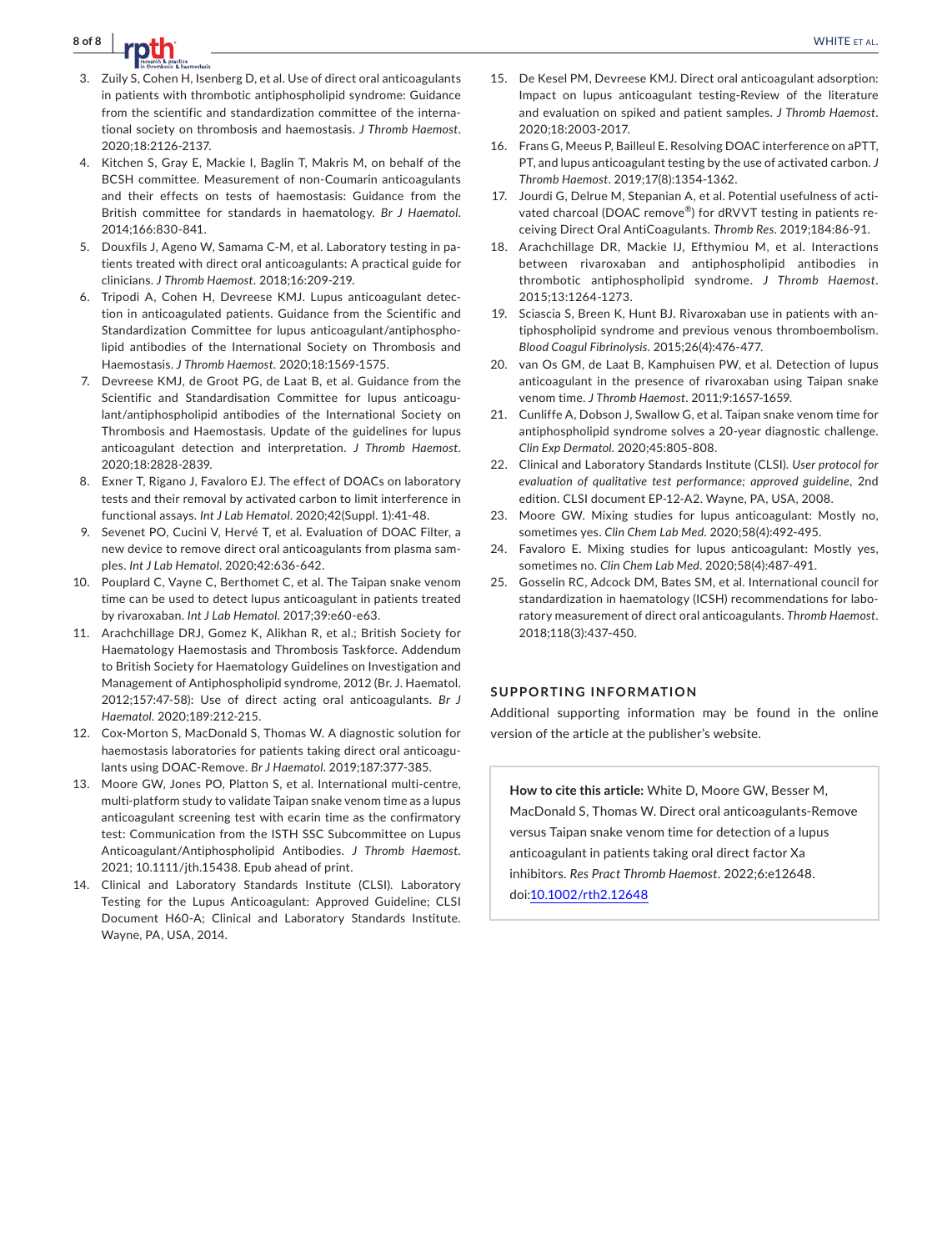3. Zuily S, Cohen H, Isenberg D, et al. Use of direct oral anticoagulants in patients with thrombotic antiphospholipid syndrome: Guidance from the scientific and standardization committee of the international society on thrombosis and haemostasis. *J Thromb Haemost*. 2020;18:2126-2137.
4. Kitchen S, Gray E, Mackie I, Baglin T, Makris M, on behalf of the BCSH committee. Measurement of non-Coumarin anticoagulants and their effects on tests of haemostasis: Guidance from the British committee for standards in haematology. *Br J Haematol*. 2014;166:830-841.
5. Douxfils J, Ageno W, Samama C-M, et al. Laboratory testing in patients treated with direct oral anticoagulants: A practical guide for clinicians. *J Thromb Haemost*. 2018;16:209-219.
6. Tripodi A, Cohen H, Devreese KMJ. Lupus anticoagulant detection in anticoagulated patients. Guidance from the Scientific and Standardization Committee for lupus anticoagulant/antiphospholipid antibodies of the International Society on Thrombosis and Haemostasis. *J Thromb Haemost*. 2020;18:1569-1575.
7. Devreese KMJ, de Groot PG, de Laat B, et al. Guidance from the Scientific and Standardisation Committee for lupus anticoagulant/antiphospholipid antibodies of the International Society on Thrombosis and Haemostasis. Update of the guidelines for lupus anticoagulant detection and interpretation. *J Thromb Haemost*. 2020;18:2828-2839.
8. Exner T, Rigano J, Favaloro EJ. The effect of DOACs on laboratory tests and their removal by activated carbon to limit interference in functional assays. *Int J Lab Hematol*. 2020;42(Suppl. 1):41-48.
9. Sevenet PO, Cucini V, Hervé T, et al. Evaluation of DOAC Filter, a new device to remove direct oral anticoagulants from plasma samples. *Int J Lab Hematol*. 2020;42:636-642.
10. Pouplard C, Vayne C, Berthomet C, et al. The Taipan snake venom time can be used to detect lupus anticoagulant in patients treated by rivaroxaban. *Int J Lab Hematol*. 2017;39:e60-e63.
11. Arachchillage DRJ, Gomez K, Alikhan R, et al.; British Society for Haematology Haemostasis and Thrombosis Taskforce. Addendum to British Society for Haematology Guidelines on Investigation and Management of Antiphospholipid syndrome, 2012 (Br. J. Haematol. 2012;157:47-58): Use of direct acting oral anticoagulants. *Br J Haematol*. 2020;189:212-215.
12. Cox-Morton S, MacDonald S, Thomas W. A diagnostic solution for haemostasis laboratories for patients taking direct oral anticoagulants using DOAC-Remove. *Br J Haematol*. 2019;187:377-385.
13. Moore GW, Jones PO, Platton S, et al. International multi-centre, multi-platform study to validate Taipan snake venom time as a lupus anticoagulant screening test with ecarin time as the confirmatory test: Communication from the ISTH SSC Subcommittee on Lupus Anticoagulant/Antiphospholipid Antibodies. *J Thromb Haemost*. 2021; 10.1111/jth.15438. Epub ahead of print.
14. Clinical and Laboratory Standards Institute (CLSI). Laboratory Testing for the Lupus Anticoagulant: Approved Guideline; CLSI Document H60-A; Clinical and Laboratory Standards Institute. Wayne, PA, USA, 2014.
15. De Kesel PM, Devreese KMJ. Direct oral anticoagulant adsorption: Impact on lupus anticoagulant testing-Review of the literature and evaluation on spiked and patient samples. *J Thromb Haemost*. 2020;18:2003-2017.
16. Frans G, Meeus P, Bailleul E. Resolving DOAC interference on aPTT, PT, and lupus anticoagulant testing by the use of activated carbon. *J Thromb Haemost*. 2019;17(8):1354-1362.
17. Jourdi G, Delrue M, Stepanian A, et al. Potential usefulness of activated charcoal (DOAC remove®) for dRVVT testing in patients receiving Direct Oral AntiCoagulants. *Thromb Res*. 2019;184:86-91.
18. Arachchillage DR, Mackie IJ, Efthymiou M, et al. Interactions between rivaroxaban and antiphospholipid antibodies in thrombotic antiphospholipid syndrome. *J Thromb Haemost*. 2015;13:1264-1273.
19. Sciascia S, Breen K, Hunt BJ. Rivaroxaban use in patients with antiphospholipid syndrome and previous venous thromboembolism. *Blood Coagul Fibrinolysis*. 2015;26(4):476-477.
20. van Os GM, de Laat B, Kamphuisen PW, et al. Detection of lupus anticoagulant in the presence of rivaroxaban using Taipan snake venom time. *J Thromb Haemost*. 2011;9:1657-1659.
21. Cunliffe A, Dobson J, Swallow G, et al. Taipan snake venom time for antiphospholipid syndrome solves a 20-year diagnostic challenge. *Clin Exp Dermatol*. 2020;45:805-808.
22. Clinical and Laboratory Standards Institute (CLSI). *User protocol for evaluation of qualitative test performance; approved guideline*, 2nd edition. CLSI document EP-12-A2. Wayne, PA, USA, 2008.
23. Moore GW. Mixing studies for lupus anticoagulant: Mostly no, sometimes yes. *Clin Chem Lab Med*. 2020;58(4):492-495.
24. Favaloro E. Mixing studies for lupus anticoagulant: Mostly yes, sometimes no. *Clin Chem Lab Med*. 2020;58(4):487-491.
25. Gosselin RC, Adcock DM, Bates SM, et al. International council for standardization in haematology (ICSH) recommendations for laboratory measurement of direct oral anticoagulants. *Thromb Haemost*. 2018;118(3):437-450.

## SUPPORTING INFORMATION

Additional supporting information may be found in the online version of the article at the publisher's website.

**How to cite this article:** White D, Moore GW, Besser M, MacDonald S, Thomas W. Direct oral anticoagulants-Remove versus Taipan snake venom time for detection of a lupus anticoagulant in patients taking oral direct factor Xa inhibitors. *Res Pract Thromb Haemost*. 2022;6:e12648. doi:10.1002/rth2.12648